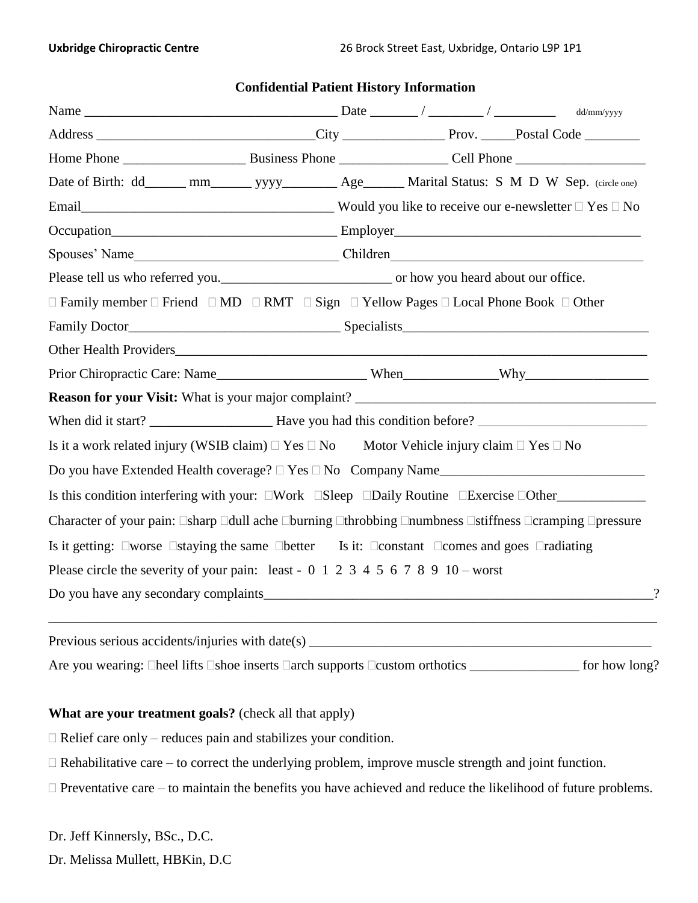**Uxbridge Chiropractic Centre** 26 Brock Street East, Uxbridge, Ontario L9P 1P1

## Confidential Patient History Information

Name ____________________________________ Date _______ / ________ / _________ dd/mm/yyyy

Address ________________________________City _______________ Prov. _____Postal Code ________

Home Phone __________________ Business Phone ________________ Cell Phone ___________________

Date of Birth: dd______ mm______ yyyy________ Age______ Marital Status: S M D W Sep. (circle one)

Email_____________________________________ Would you like to receive our e-newsletter □ Yes □ No

Occupation_________________________________ Employer____________________________________

Spouses' Name_______________________________ Children_____________________________________

Please tell us who referred you._________________________ or how you heard about our office.

□ Family member □ Friend □ MD □ RMT □ Sign □ Yellow Pages □ Local Phone Book □ Other

Family Doctor_______________________________ Specialists____________________________________

Other Health Providers_________________________________________________________________

Prior Chiropractic Care: Name______________________ When_____________Why__________________

**Reason for your Visit:** What is your major complaint? _____________________________________________

When did it start? __________________ Have you had this condition before? _________________________

Is it a work related injury (WSIB claim) □ Yes □ No Motor Vehicle injury claim □ Yes □ No

Do you have Extended Health coverage? □ Yes □ No Company Name______________________________

Is this condition interfering with your: □Work □Sleep □Daily Routine □Exercise □Other_____________

Character of your pain: □sharp □dull ache □burning □throbbing □numbness □stiffness □cramping □pressure

Is it getting: □worse □staying the same □better Is it: □constant □comes and goes □radiating

Please circle the severity of your pain: least - 0 1 2 3 4 5 6 7 8 9 10 – worst

Do you have any secondary complaints____________________________________________________________?

_____________________________________________________________________________________

Previous serious accidents/injuries with date(s) ____________________________________________________

Are you wearing: □heel lifts □shoe inserts □arch supports □custom orthotics ________________ for how long?

**What are your treatment goals?** (check all that apply)

□ Relief care only – reduces pain and stabilizes your condition.

□ Rehabilitative care – to correct the underlying problem, improve muscle strength and joint function.

□ Preventative care – to maintain the benefits you have achieved and reduce the likelihood of future problems.

Dr. Jeff Kinnersly, BSc., D.C.

Dr. Melissa Mullett, HBKin, D.C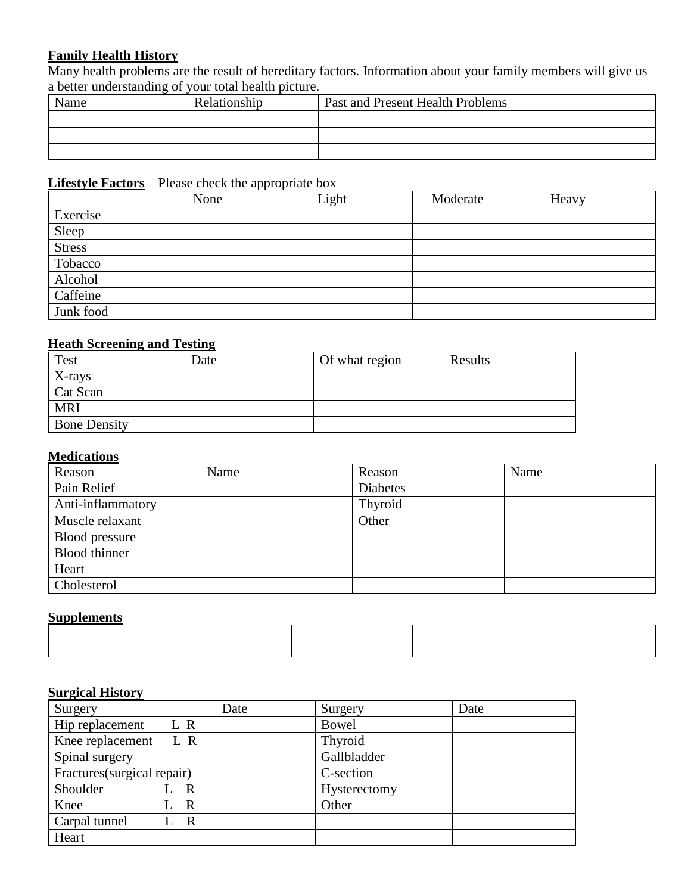**Family Health History**

Many health problems are the result of hereditary factors. Information about your family members will give us a better understanding of your total health picture.

| Name | Relationship | Past and Present Health Problems |
|---|---|---|
| | | |
| | | |
| | | |

**Lifestyle Factors** – Please check the appropriate box

| | None | Light | Moderate | Heavy |
|---|---|---|---|---|
| Exercise | | | | |
| Sleep | | | | |
| Stress | | | | |
| Tobacco | | | | |
| Alcohol | | | | |
| Caffeine | | | | |
| Junk food | | | | |

**Heath Screening and Testing**

| Test | Date | Of what region | Results |
|---|---|---|---|
| X-rays | | | |
| Cat Scan | | | |
| MRI | | | |
| Bone Density | | | |

**Medications**

| Reason | Name | Reason | Name |
|---|---|---|---|
| Pain Relief | | Diabetes | |
| Anti-inflammatory | | Thyroid | |
| Muscle relaxant | | Other | |
| Blood pressure | | | |
| Blood thinner | | | |
| Heart | | | |
| Cholesterol | | | |

**Supplements**

| | | | | |
|---|---|---|---|---|
| | | | | |
| | | | | |

**Surgical History**

| Surgery | Date | Surgery | Date |
|---|---|---|---|
| Hip replacement L R | | Bowel | |
| Knee replacement L R | | Thyroid | |
| Spinal surgery | | Gallbladder | |
| Fractures(surgical repair) | | C-section | |
| Shoulder L R | | Hysterectomy | |
| Knee L R | | Other | |
| Carpal tunnel L R | | | |
| Heart | | | |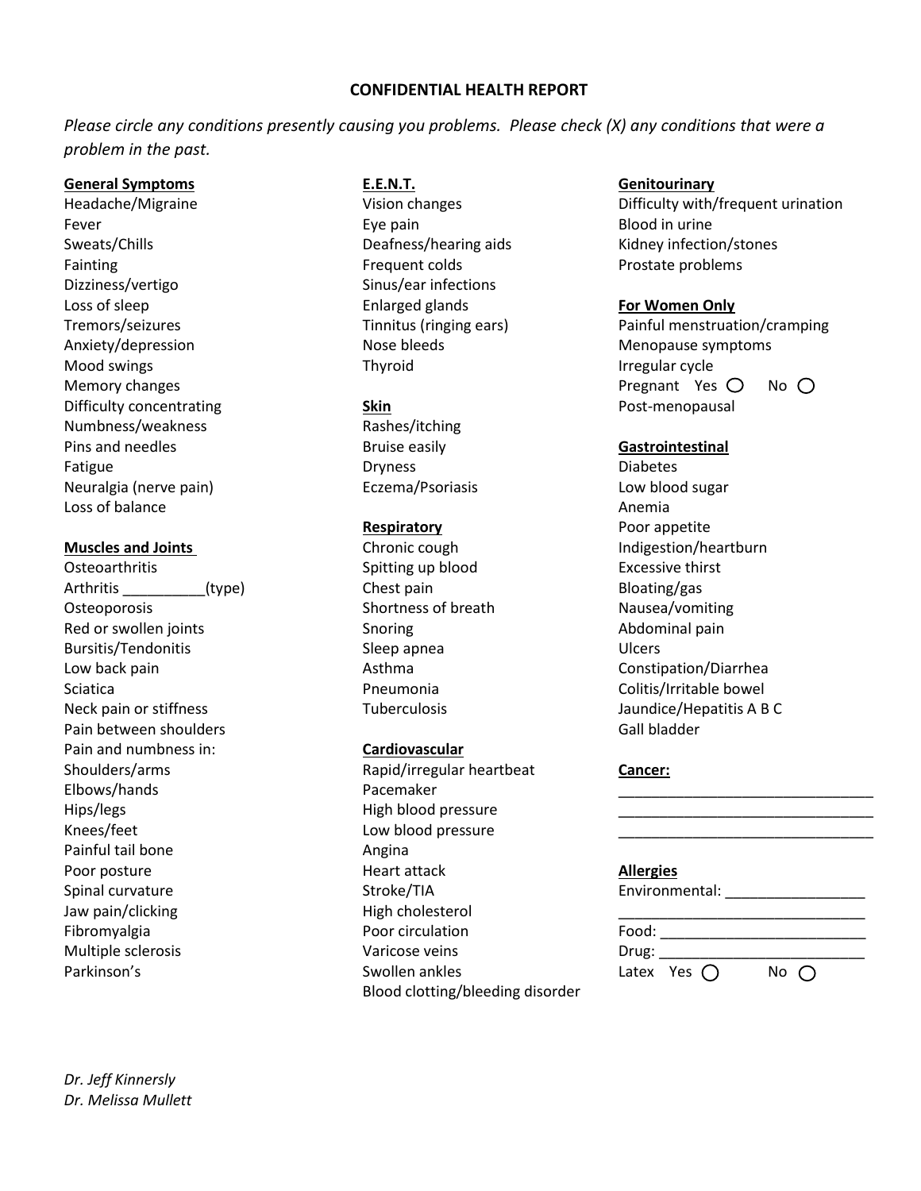# CONFIDENTIAL HEALTH REPORT

*Please circle any conditions presently causing you problems. Please check (X) any conditions that were a problem in the past.*

**General Symptoms**

Headache/Migraine
Fever
Sweats/Chills
Fainting
Dizziness/vertigo
Loss of sleep
Tremors/seizures
Anxiety/depression
Mood swings
Memory changes
Difficulty concentrating
Numbness/weakness
Pins and needles
Fatigue
Neuralgia (nerve pain)
Loss of balance

**Muscles and Joints**

Osteoarthritis
Arthritis __________(type)
Osteoporosis
Red or swollen joints
Bursitis/Tendonitis
Low back pain
Sciatica
Neck pain or stiffness
Pain between shoulders
Pain and numbness in:
Shoulders/arms
Elbows/hands
Hips/legs
Knees/feet
Painful tail bone
Poor posture
Spinal curvature
Jaw pain/clicking
Fibromyalgia
Multiple sclerosis
Parkinson's

**E.E.N.T.**

Vision changes
Eye pain
Deafness/hearing aids
Frequent colds
Sinus/ear infections
Enlarged glands
Tinnitus (ringing ears)
Nose bleeds
Thyroid

**Skin**

Rashes/itching
Bruise easily
Dryness
Eczema/Psoriasis

**Respiratory**

Chronic cough
Spitting up blood
Chest pain
Shortness of breath
Snoring
Sleep apnea
Asthma
Pneumonia
Tuberculosis

**Cardiovascular**

Rapid/irregular heartbeat
Pacemaker
High blood pressure
Low blood pressure
Angina
Heart attack
Stroke/TIA
High cholesterol
Poor circulation
Varicose veins
Swollen ankles
Blood clotting/bleeding disorder

**Genitourinary**

Difficulty with/frequent urination
Blood in urine
Kidney infection/stones
Prostate problems

**For Women Only**

Painful menstruation/cramping
Menopause symptoms
Irregular cycle
Pregnant Yes ◯ No ◯
Post-menopausal

**Gastrointestinal**

Diabetes
Low blood sugar
Anemia
Poor appetite
Indigestion/heartburn
Excessive thirst
Bloating/gas
Nausea/vomiting
Abdominal pain
Ulcers
Constipation/Diarrhea
Colitis/Irritable bowel
Jaundice/Hepatitis A B C
Gall bladder

**Cancer:**

_______________________________
_______________________________
_______________________________

**Allergies**

Environmental: _________________
_____________________________
Food: _________________________
Drug: _________________________
Latex Yes ◯ No ◯

*Dr. Jeff Kinnersly*
*Dr. Melissa Mullett*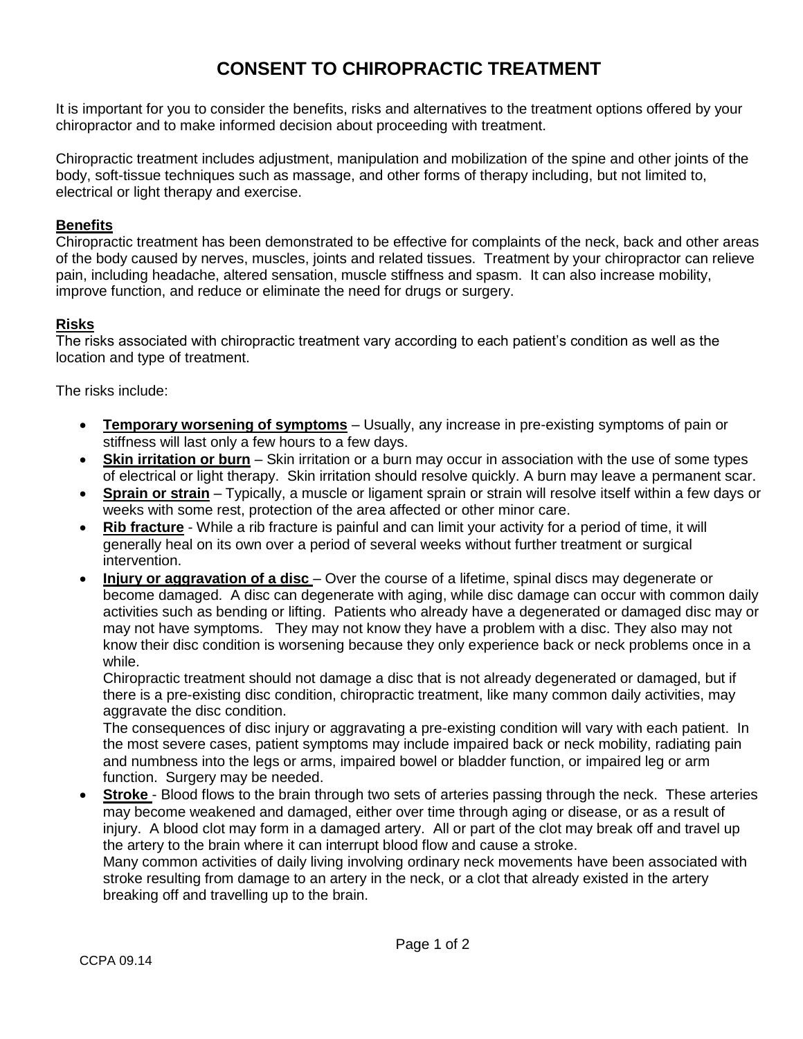# CONSENT TO CHIROPRACTIC TREATMENT

It is important for you to consider the benefits, risks and alternatives to the treatment options offered by your chiropractor and to make informed decision about proceeding with treatment.

Chiropractic treatment includes adjustment, manipulation and mobilization of the spine and other joints of the body, soft-tissue techniques such as massage, and other forms of therapy including, but not limited to, electrical or light therapy and exercise.

## Benefits

Chiropractic treatment has been demonstrated to be effective for complaints of the neck, back and other areas of the body caused by nerves, muscles, joints and related tissues. Treatment by your chiropractor can relieve pain, including headache, altered sensation, muscle stiffness and spasm. It can also increase mobility, improve function, and reduce or eliminate the need for drugs or surgery.

## Risks

The risks associated with chiropractic treatment vary according to each patient's condition as well as the location and type of treatment.

The risks include:

- **Temporary worsening of symptoms** – Usually, any increase in pre-existing symptoms of pain or stiffness will last only a few hours to a few days.
- **Skin irritation or burn** – Skin irritation or a burn may occur in association with the use of some types of electrical or light therapy. Skin irritation should resolve quickly. A burn may leave a permanent scar.
- **Sprain or strain** – Typically, a muscle or ligament sprain or strain will resolve itself within a few days or weeks with some rest, protection of the area affected or other minor care.
- **Rib fracture** - While a rib fracture is painful and can limit your activity for a period of time, it will generally heal on its own over a period of several weeks without further treatment or surgical intervention.
- **Injury or aggravation of a disc** – Over the course of a lifetime, spinal discs may degenerate or become damaged. A disc can degenerate with aging, while disc damage can occur with common daily activities such as bending or lifting. Patients who already have a degenerated or damaged disc may or may not have symptoms. They may not know they have a problem with a disc. They also may not know their disc condition is worsening because they only experience back or neck problems once in a while.
  Chiropractic treatment should not damage a disc that is not already degenerated or damaged, but if there is a pre-existing disc condition, chiropractic treatment, like many common daily activities, may aggravate the disc condition.
  The consequences of disc injury or aggravating a pre-existing condition will vary with each patient. In the most severe cases, patient symptoms may include impaired back or neck mobility, radiating pain and numbness into the legs or arms, impaired bowel or bladder function, or impaired leg or arm function. Surgery may be needed.
- **Stroke** - Blood flows to the brain through two sets of arteries passing through the neck. These arteries may become weakened and damaged, either over time through aging or disease, or as a result of injury. A blood clot may form in a damaged artery. All or part of the clot may break off and travel up the artery to the brain where it can interrupt blood flow and cause a stroke.
  Many common activities of daily living involving ordinary neck movements have been associated with stroke resulting from damage to an artery in the neck, or a clot that already existed in the artery breaking off and travelling up to the brain.

CCPA 09.14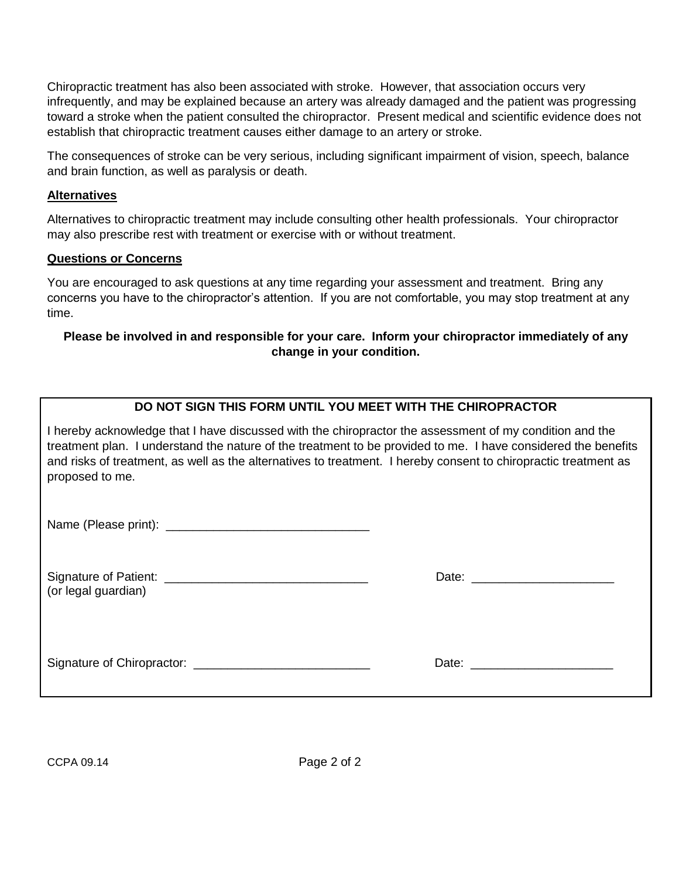Chiropractic treatment has also been associated with stroke. However, that association occurs very infrequently, and may be explained because an artery was already damaged and the patient was progressing toward a stroke when the patient consulted the chiropractor. Present medical and scientific evidence does not establish that chiropractic treatment causes either damage to an artery or stroke.

The consequences of stroke can be very serious, including significant impairment of vision, speech, balance and brain function, as well as paralysis or death.

## Alternatives

Alternatives to chiropractic treatment may include consulting other health professionals. Your chiropractor may also prescribe rest with treatment or exercise with or without treatment.

## Questions or Concerns

You are encouraged to ask questions at any time regarding your assessment and treatment. Bring any concerns you have to the chiropractor's attention. If you are not comfortable, you may stop treatment at any time.

**Please be involved in and responsible for your care. Inform your chiropractor immediately of any change in your condition.**

**DO NOT SIGN THIS FORM UNTIL YOU MEET WITH THE CHIROPRACTOR**

I hereby acknowledge that I have discussed with the chiropractor the assessment of my condition and the treatment plan. I understand the nature of the treatment to be provided to me. I have considered the benefits and risks of treatment, as well as the alternatives to treatment. I hereby consent to chiropractic treatment as proposed to me.

Name (Please print): ______________________________

Signature of Patient: ______________________________ Date: _____________________
(or legal guardian)

Signature of Chiropractor: __________________________ Date: _____________________

CCPA 09.14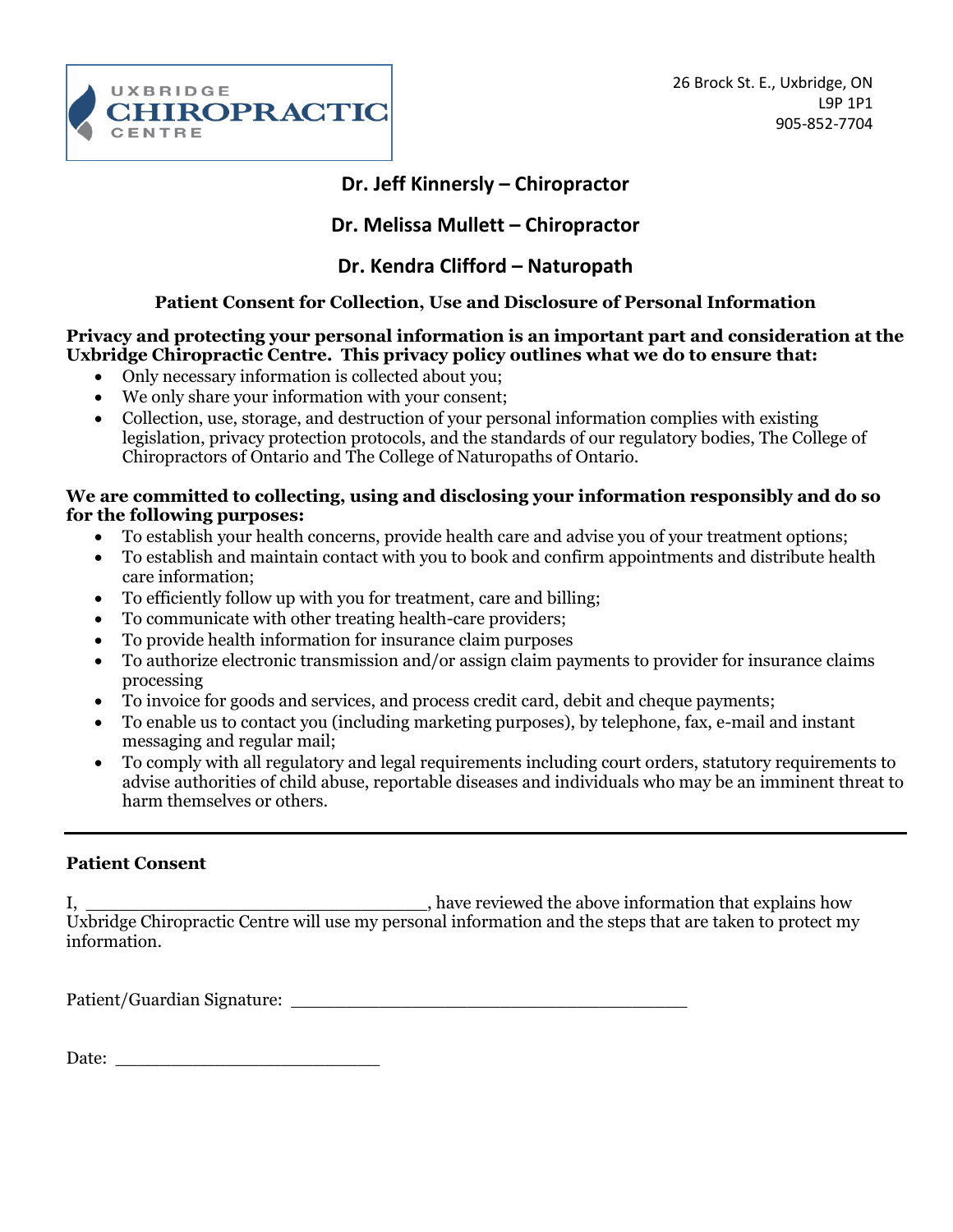UXBRIDGE CHIROPRACTIC CENTRE

26 Brock St. E., Uxbridge, ON
L9P 1P1
905-852-7704

## Dr. Jeff Kinnersly – Chiropractor

## Dr. Melissa Mullett – Chiropractor

## Dr. Kendra Clifford – Naturopath

### Patient Consent for Collection, Use and Disclosure of Personal Information

**Privacy and protecting your personal information is an important part and consideration at the Uxbridge Chiropractic Centre. This privacy policy outlines what we do to ensure that:**

- Only necessary information is collected about you;
- We only share your information with your consent;
- Collection, use, storage, and destruction of your personal information complies with existing legislation, privacy protection protocols, and the standards of our regulatory bodies, The College of Chiropractors of Ontario and The College of Naturopaths of Ontario.

**We are committed to collecting, using and disclosing your information responsibly and do so for the following purposes:**

- To establish your health concerns, provide health care and advise you of your treatment options;
- To establish and maintain contact with you to book and confirm appointments and distribute health care information;
- To efficiently follow up with you for treatment, care and billing;
- To communicate with other treating health-care providers;
- To provide health information for insurance claim purposes
- To authorize electronic transmission and/or assign claim payments to provider for insurance claims processing
- To invoice for goods and services, and process credit card, debit and cheque payments;
- To enable us to contact you (including marketing purposes), by telephone, fax, e-mail and instant messaging and regular mail;
- To comply with all regulatory and legal requirements including court orders, statutory requirements to advise authorities of child abuse, reportable diseases and individuals who may be an imminent threat to harm themselves or others.

---

**Patient Consent**

I, ________________________________, have reviewed the above information that explains how Uxbridge Chiropractic Centre will use my personal information and the steps that are taken to protect my information.

Patient/Guardian Signature: ______________________________________

Date: _________________________